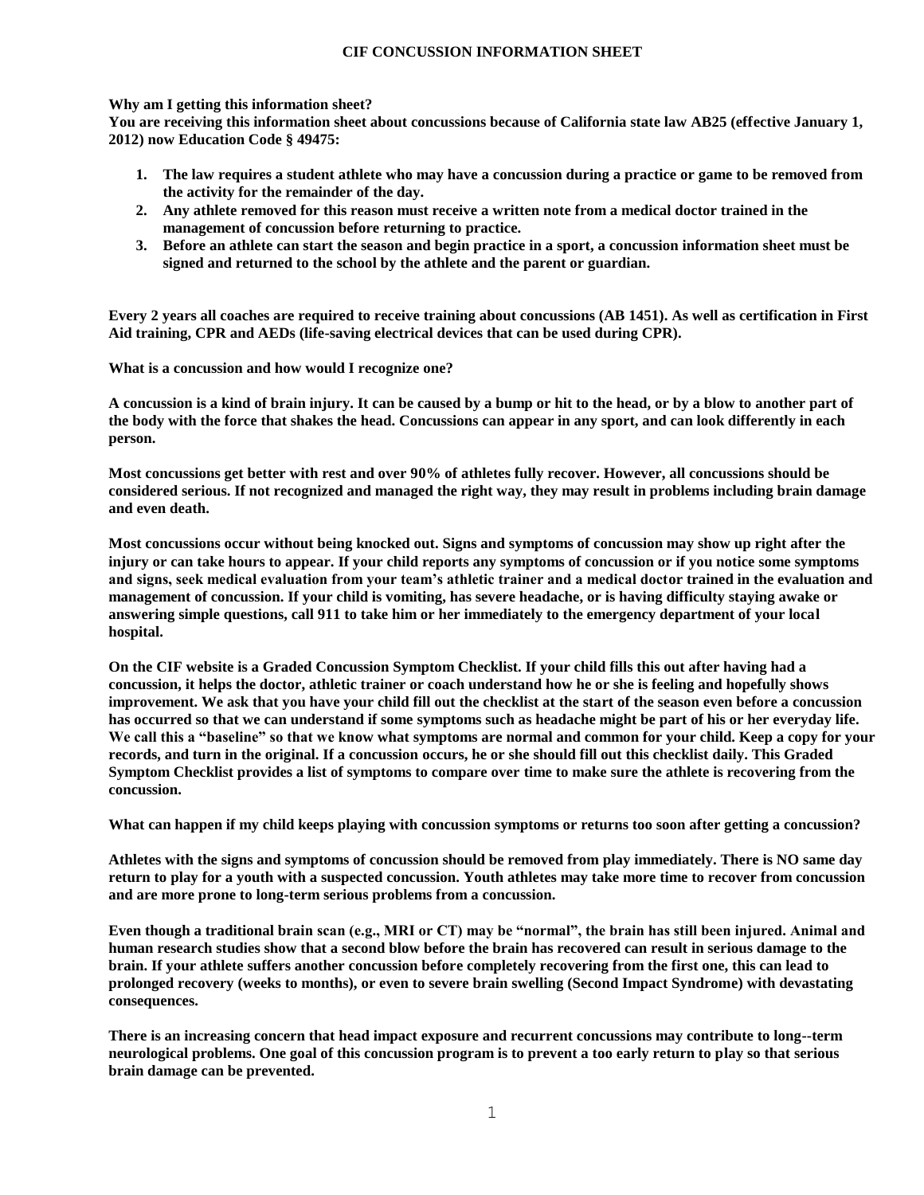# CIF CONCUSSION INFORMATION SHEET

**Why am I getting this information sheet?**
**You are receiving this information sheet about concussions because of California state law AB25 (effective January 1, 2012) now Education Code § 49475:**

1. **The law requires a student athlete who may have a concussion during a practice or game to be removed from the activity for the remainder of the day.**
2. **Any athlete removed for this reason must receive a written note from a medical doctor trained in the management of concussion before returning to practice.**
3. **Before an athlete can start the season and begin practice in a sport, a concussion information sheet must be signed and returned to the school by the athlete and the parent or guardian.**

**Every 2 years all coaches are required to receive training about concussions (AB 1451). As well as certification in First Aid training, CPR and AEDs (life-saving electrical devices that can be used during CPR).**

**What is a concussion and how would I recognize one?**

**A concussion is a kind of brain injury. It can be caused by a bump or hit to the head, or by a blow to another part of the body with the force that shakes the head. Concussions can appear in any sport, and can look differently in each person.**

**Most concussions get better with rest and over 90% of athletes fully recover. However, all concussions should be considered serious. If not recognized and managed the right way, they may result in problems including brain damage and even death.**

**Most concussions occur without being knocked out. Signs and symptoms of concussion may show up right after the injury or can take hours to appear. If your child reports any symptoms of concussion or if you notice some symptoms and signs, seek medical evaluation from your team's athletic trainer and a medical doctor trained in the evaluation and management of concussion. If your child is vomiting, has severe headache, or is having difficulty staying awake or answering simple questions, call 911 to take him or her immediately to the emergency department of your local hospital.**

**On the CIF website is a Graded Concussion Symptom Checklist. If your child fills this out after having had a concussion, it helps the doctor, athletic trainer or coach understand how he or she is feeling and hopefully shows improvement. We ask that you have your child fill out the checklist at the start of the season even before a concussion has occurred so that we can understand if some symptoms such as headache might be part of his or her everyday life. We call this a "baseline" so that we know what symptoms are normal and common for your child. Keep a copy for your records, and turn in the original. If a concussion occurs, he or she should fill out this checklist daily. This Graded Symptom Checklist provides a list of symptoms to compare over time to make sure the athlete is recovering from the concussion.**

**What can happen if my child keeps playing with concussion symptoms or returns too soon after getting a concussion?**

**Athletes with the signs and symptoms of concussion should be removed from play immediately. There is NO same day return to play for a youth with a suspected concussion. Youth athletes may take more time to recover from concussion and are more prone to long-term serious problems from a concussion.**

**Even though a traditional brain scan (e.g., MRI or CT) may be "normal", the brain has still been injured. Animal and human research studies show that a second blow before the brain has recovered can result in serious damage to the brain. If your athlete suffers another concussion before completely recovering from the first one, this can lead to prolonged recovery (weeks to months), or even to severe brain swelling (Second Impact Syndrome) with devastating consequences.**

**There is an increasing concern that head impact exposure and recurrent concussions may contribute to long--term neurological problems. One goal of this concussion program is to prevent a too early return to play so that serious brain damage can be prevented.**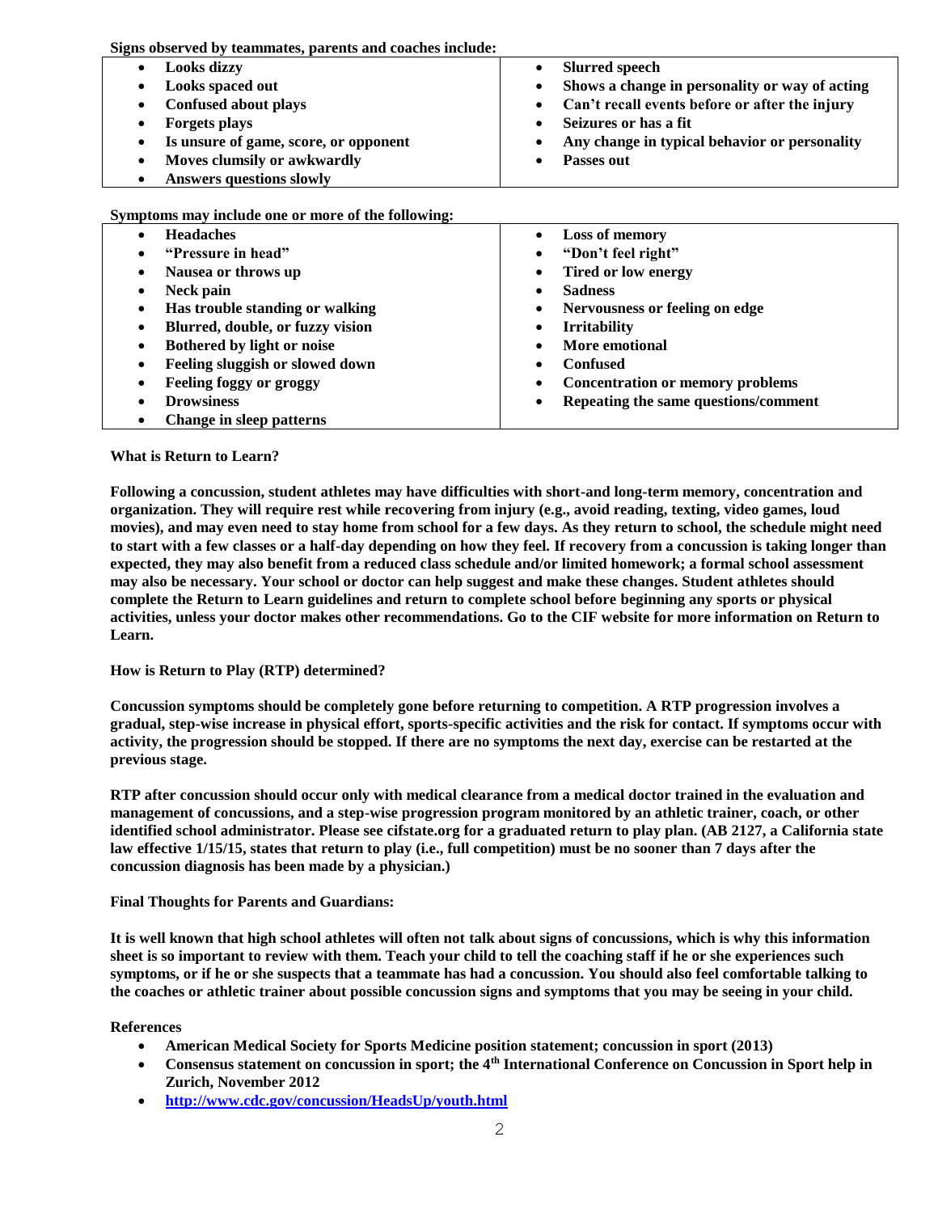**Signs observed by teammates, parents and coaches include:**

| | |
|---|---|
| • Looks dizzy<br>• Looks spaced out<br>• Confused about plays<br>• Forgets plays<br>• Is unsure of game, score, or opponent<br>• Moves clumsily or awkwardly<br>• Answers questions slowly | • Slurred speech<br>• Shows a change in personality or way of acting<br>• Can't recall events before or after the injury<br>• Seizures or has a fit<br>• Any change in typical behavior or personality<br>• Passes out |

**Symptoms may include one or more of the following:**

| | |
|---|---|
| • Headaches<br>• "Pressure in head"<br>• Nausea or throws up<br>• Neck pain<br>• Has trouble standing or walking<br>• Blurred, double, or fuzzy vision<br>• Bothered by light or noise<br>• Feeling sluggish or slowed down<br>• Feeling foggy or groggy<br>• Drowsiness<br>• Change in sleep patterns | • Loss of memory<br>• "Don't feel right"<br>• Tired or low energy<br>• Sadness<br>• Nervousness or feeling on edge<br>• Irritability<br>• More emotional<br>• Confused<br>• Concentration or memory problems<br>• Repeating the same questions/comment |

**What is Return to Learn?**

**Following a concussion, student athletes may have difficulties with short-and long-term memory, concentration and organization. They will require rest while recovering from injury (e.g., avoid reading, texting, video games, loud movies), and may even need to stay home from school for a few days. As they return to school, the schedule might need to start with a few classes or a half-day depending on how they feel. If recovery from a concussion is taking longer than expected, they may also benefit from a reduced class schedule and/or limited homework; a formal school assessment may also be necessary. Your school or doctor can help suggest and make these changes. Student athletes should complete the Return to Learn guidelines and return to complete school before beginning any sports or physical activities, unless your doctor makes other recommendations. Go to the CIF website for more information on Return to Learn.**

**How is Return to Play (RTP) determined?**

**Concussion symptoms should be completely gone before returning to competition. A RTP progression involves a gradual, step-wise increase in physical effort, sports-specific activities and the risk for contact. If symptoms occur with activity, the progression should be stopped. If there are no symptoms the next day, exercise can be restarted at the previous stage.**

**RTP after concussion should occur only with medical clearance from a medical doctor trained in the evaluation and management of concussions, and a step-wise progression program monitored by an athletic trainer, coach, or other identified school administrator. Please see cifstate.org for a graduated return to play plan. (AB 2127, a California state law effective 1/15/15, states that return to play (i.e., full competition) must be no sooner than 7 days after the concussion diagnosis has been made by a physician.)**

**Final Thoughts for Parents and Guardians:**

**It is well known that high school athletes will often not talk about signs of concussions, which is why this information sheet is so important to review with them. Teach your child to tell the coaching staff if he or she experiences such symptoms, or if he or she suspects that a teammate has had a concussion. You should also feel comfortable talking to the coaches or athletic trainer about possible concussion signs and symptoms that you may be seeing in your child.**

**References**

- **American Medical Society for Sports Medicine position statement; concussion in sport (2013)**
- **Consensus statement on concussion in sport; the 4th International Conference on Concussion in Sport help in Zurich, November 2012**
- **http://www.cdc.gov/concussion/HeadsUp/youth.html**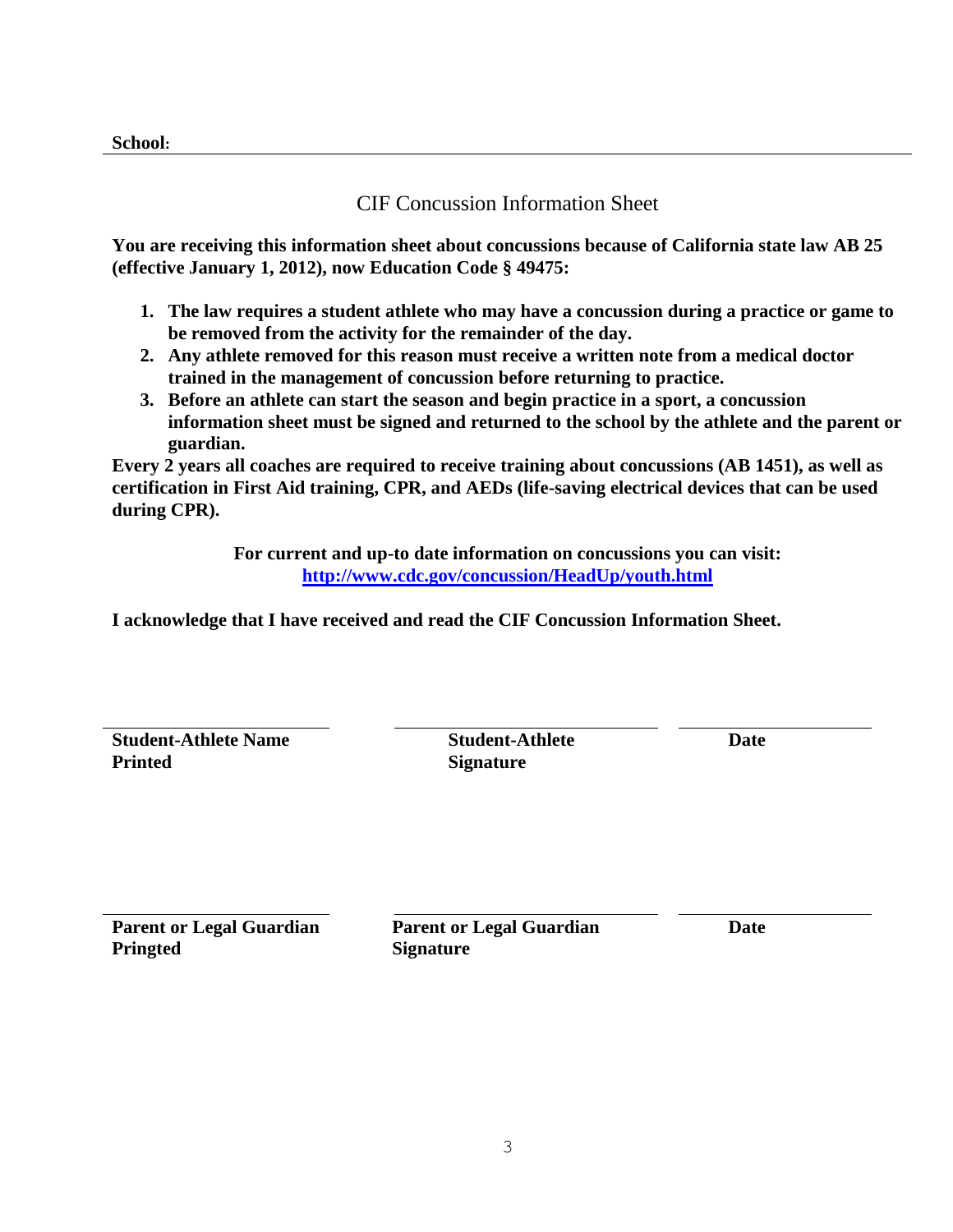**School:**

## CIF Concussion Information Sheet

**You are receiving this information sheet about concussions because of California state law AB 25 (effective January 1, 2012), now Education Code § 49475:**

1. **The law requires a student athlete who may have a concussion during a practice or game to be removed from the activity for the remainder of the day.**
2. **Any athlete removed for this reason must receive a written note from a medical doctor trained in the management of concussion before returning to practice.**
3. **Before an athlete can start the season and begin practice in a sport, a concussion information sheet must be signed and returned to the school by the athlete and the parent or guardian.**

**Every 2 years all coaches are required to receive training about concussions (AB 1451), as well as certification in First Aid training, CPR, and AEDs (life-saving electrical devices that can be used during CPR).**

**For current and up-to date information on concussions you can visit: [http://www.cdc.gov/concussion/HeadUp/youth.html](http://www.cdc.gov/concussion/HeadUp/youth.html)**

**I acknowledge that I have received and read the CIF Concussion Information Sheet.**

| | | |
|---|---|---|
| **Student-Athlete Name Printed** | **Student-Athlete Signature** | **Date** |
| **Parent or Legal Guardian Pringted** | **Parent or Legal Guardian Signature** | **Date** |